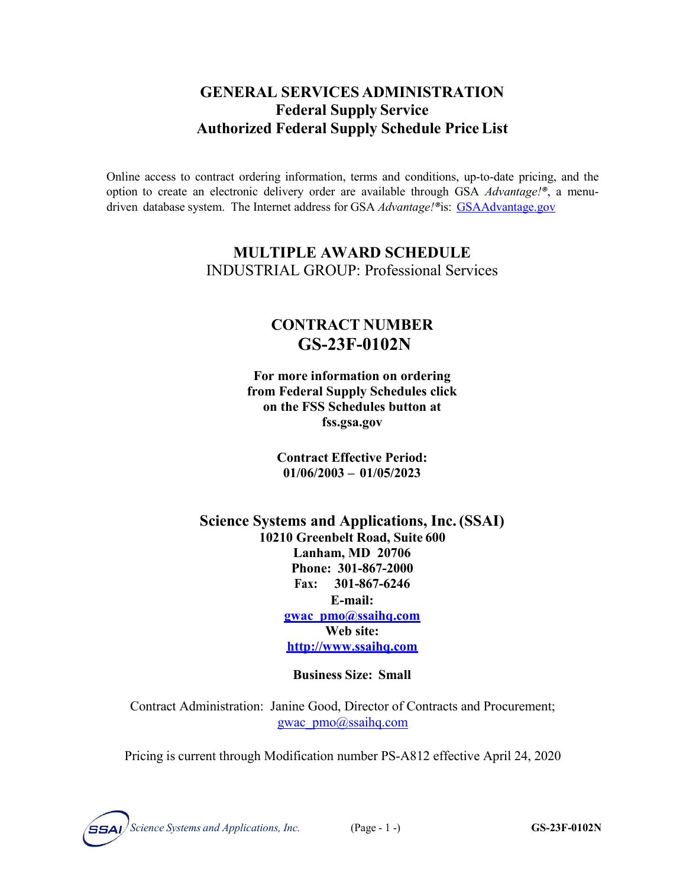# GENERAL SERVICES ADMINISTRATION
## Federal Supply Service
## Authorized Federal Supply Schedule Price List

Online access to contract ordering information, terms and conditions, up-to-date pricing, and the option to create an electronic delivery order are available through GSA *Advantage!®*, a menu-driven database system. The Internet address for GSA *Advantage!®* is: GSAAdvantage.gov

## MULTIPLE AWARD SCHEDULE
INDUSTRIAL GROUP: Professional Services

## CONTRACT NUMBER
## GS-23F-0102N

**For more information on ordering from Federal Supply Schedules click on the FSS Schedules button at fss.gsa.gov**

**Contract Effective Period:**
**01/06/2003 – 01/05/2023**

## Science Systems and Applications, Inc. (SSAI)

**10210 Greenbelt Road, Suite 600**
**Lanham, MD 20706**
**Phone: 301-867-2000**
**Fax: 301-867-6246**
**E-mail:**
**gwac_pmo@ssaihq.com**
**Web site:**
**http://www.ssaihq.com**

**Business Size: Small**

Contract Administration: Janine Good, Director of Contracts and Procurement; gwac_pmo@ssaihq.com

Pricing is current through Modification number PS-A812 effective April 24, 2020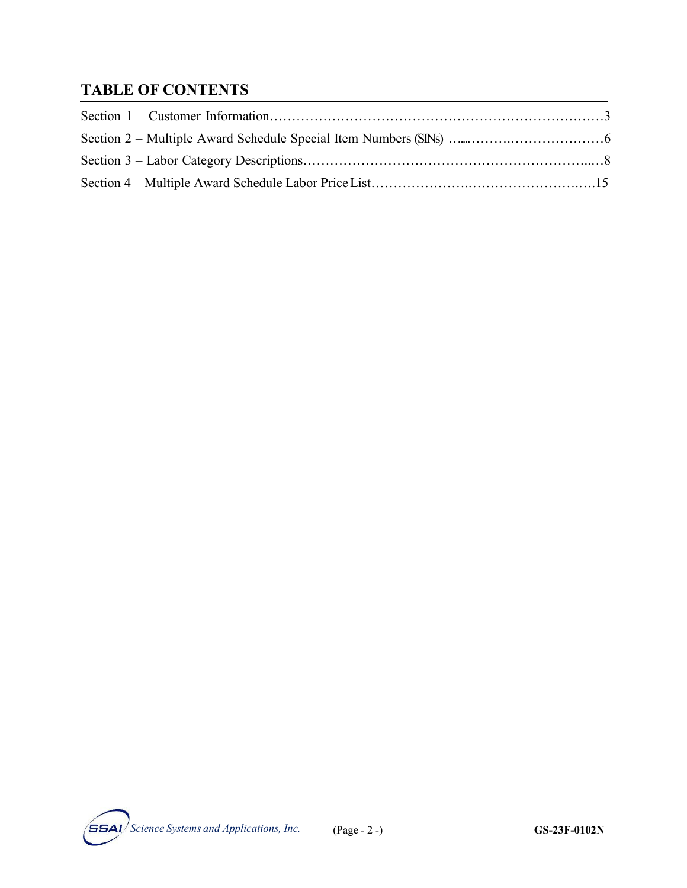## TABLE OF CONTENTS

Section 1 – Customer Information……………………………………………………………….3

Section 2 – Multiple Award Schedule Special Item Numbers (SINs) …....……….…………….……6

Section 3 – Labor Category Descriptions……………………………………………………...…8

Section 4 – Multiple Award Schedule Labor Price List…………………..……………………..….15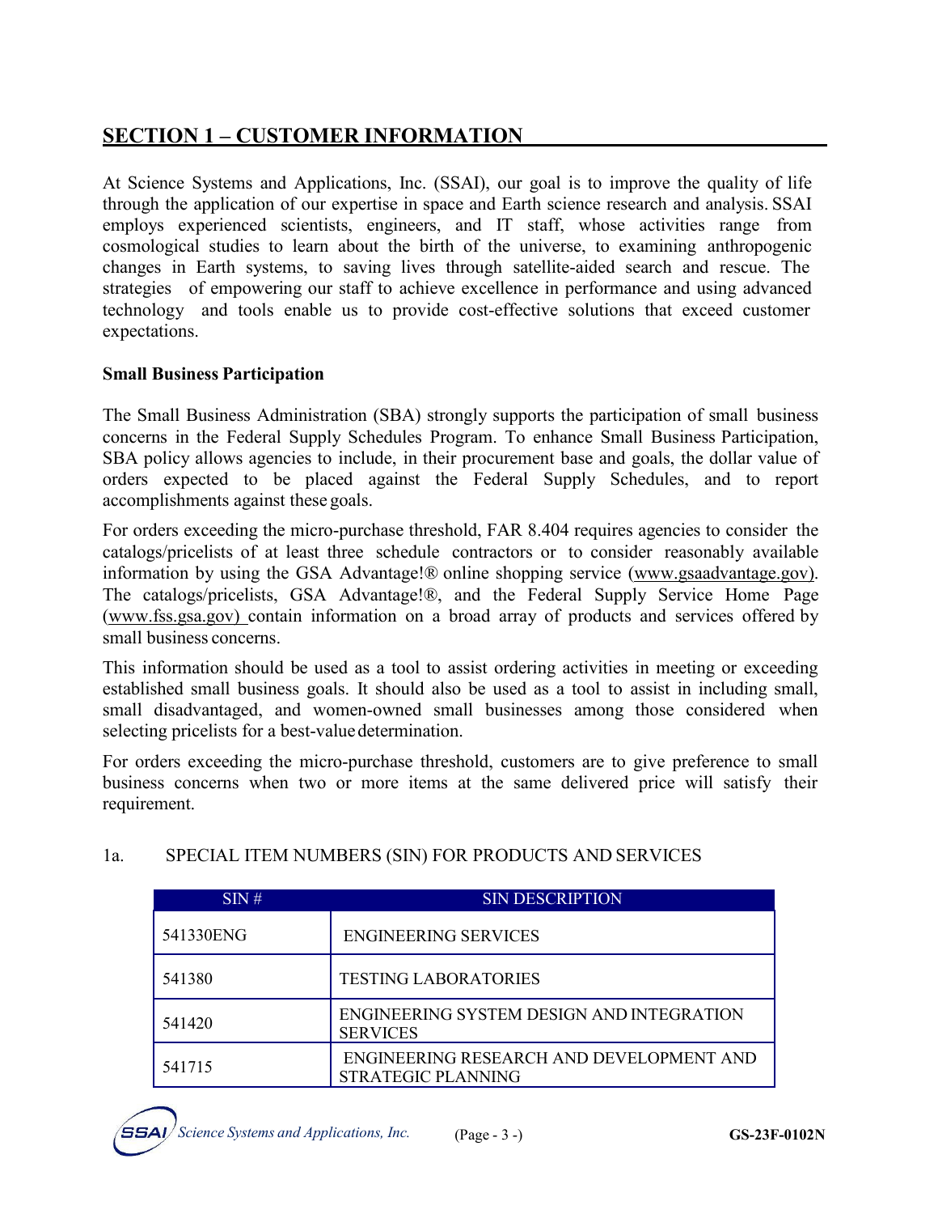## SECTION 1 – CUSTOMER INFORMATION

At Science Systems and Applications, Inc. (SSAI), our goal is to improve the quality of life through the application of our expertise in space and Earth science research and analysis. SSAI employs experienced scientists, engineers, and IT staff, whose activities range from cosmological studies to learn about the birth of the universe, to examining anthropogenic changes in Earth systems, to saving lives through satellite-aided search and rescue. The strategies of empowering our staff to achieve excellence in performance and using advanced technology and tools enable us to provide cost-effective solutions that exceed customer expectations.

**Small Business Participation**

The Small Business Administration (SBA) strongly supports the participation of small business concerns in the Federal Supply Schedules Program. To enhance Small Business Participation, SBA policy allows agencies to include, in their procurement base and goals, the dollar value of orders expected to be placed against the Federal Supply Schedules, and to report accomplishments against these goals.

For orders exceeding the micro-purchase threshold, FAR 8.404 requires agencies to consider the catalogs/pricelists of at least three schedule contractors or to consider reasonably available information by using the GSA Advantage!® online shopping service (www.gsaadvantage.gov). The catalogs/pricelists, GSA Advantage!®, and the Federal Supply Service Home Page (www.fss.gsa.gov) contain information on a broad array of products and services offered by small business concerns.

This information should be used as a tool to assist ordering activities in meeting or exceeding established small business goals. It should also be used as a tool to assist in including small, small disadvantaged, and women-owned small businesses among those considered when selecting pricelists for a best-value determination.

For orders exceeding the micro-purchase threshold, customers are to give preference to small business concerns when two or more items at the same delivered price will satisfy their requirement.

1a. SPECIAL ITEM NUMBERS (SIN) FOR PRODUCTS AND SERVICES

| SIN # | SIN DESCRIPTION |
|---|---|
| 541330ENG | ENGINEERING SERVICES |
| 541380 | TESTING LABORATORIES |
| 541420 | ENGINEERING SYSTEM DESIGN AND INTEGRATION SERVICES |
| 541715 | ENGINEERING RESEARCH AND DEVELOPMENT AND STRATEGIC PLANNING |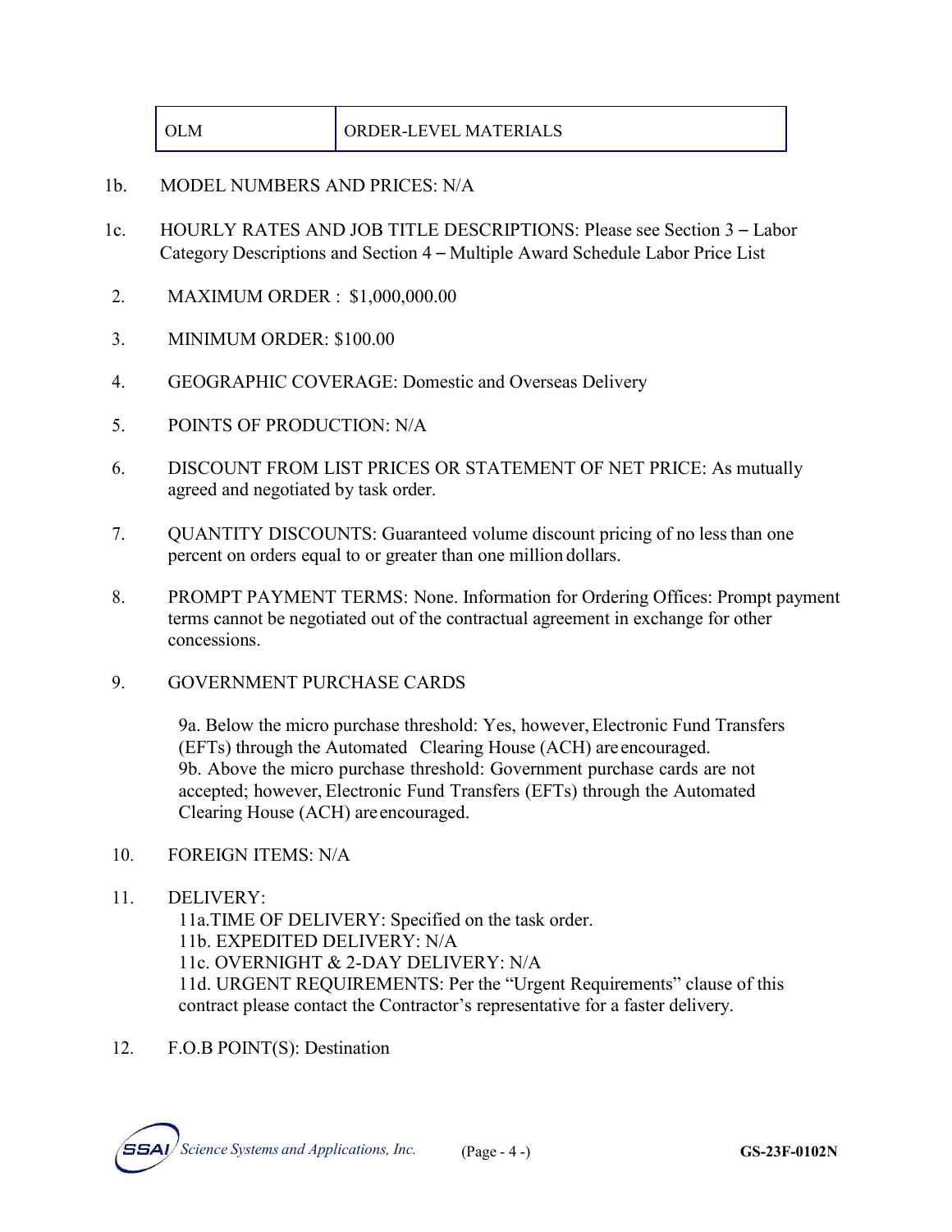| OLM | ORDER-LEVEL MATERIALS |
|---|---|

1b. MODEL NUMBERS AND PRICES: N/A

1c. HOURLY RATES AND JOB TITLE DESCRIPTIONS: Please see Section 3 – Labor Category Descriptions and Section 4 – Multiple Award Schedule Labor Price List

2. MAXIMUM ORDER : $1,000,000.00

3. MINIMUM ORDER: $100.00

4. GEOGRAPHIC COVERAGE: Domestic and Overseas Delivery

5. POINTS OF PRODUCTION: N/A

6. DISCOUNT FROM LIST PRICES OR STATEMENT OF NET PRICE: As mutually agreed and negotiated by task order.

7. QUANTITY DISCOUNTS: Guaranteed volume discount pricing of no less than one percent on orders equal to or greater than one million dollars.

8. PROMPT PAYMENT TERMS: None. Information for Ordering Offices: Prompt payment terms cannot be negotiated out of the contractual agreement in exchange for other concessions.

9. GOVERNMENT PURCHASE CARDS

   9a. Below the micro purchase threshold: Yes, however, Electronic Fund Transfers (EFTs) through the Automated Clearing House (ACH) are encouraged.
   9b. Above the micro purchase threshold: Government purchase cards are not accepted; however, Electronic Fund Transfers (EFTs) through the Automated Clearing House (ACH) are encouraged.

10. FOREIGN ITEMS: N/A

11. DELIVERY:
    11a.TIME OF DELIVERY: Specified on the task order.
    11b. EXPEDITED DELIVERY: N/A
    11c. OVERNIGHT & 2-DAY DELIVERY: N/A
    11d. URGENT REQUIREMENTS: Per the "Urgent Requirements" clause of this contract please contact the Contractor's representative for a faster delivery.

12. F.O.B POINT(S): Destination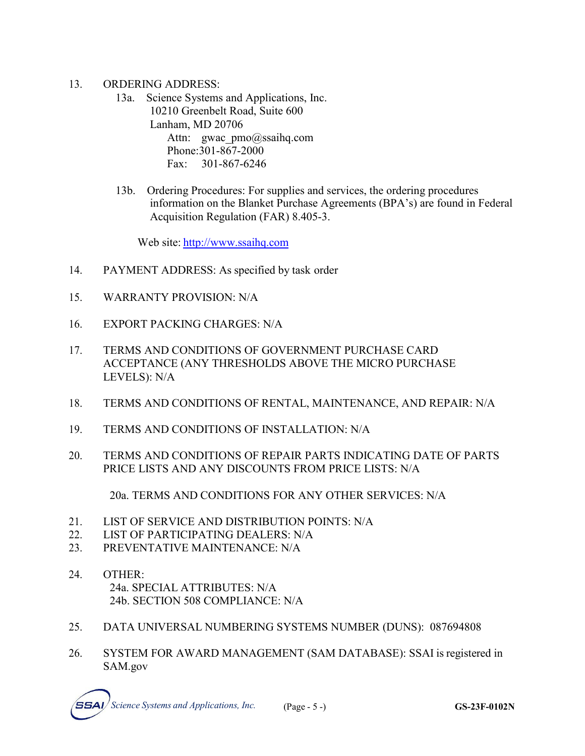13. ORDERING ADDRESS:

    13a. Science Systems and Applications, Inc.
    10210 Greenbelt Road, Suite 600
    Lanham, MD 20706
    Attn: gwac_pmo@ssaihq.com
    Phone:301-867-2000
    Fax: 301-867-6246

    13b. Ordering Procedures: For supplies and services, the ordering procedures information on the Blanket Purchase Agreements (BPA's) are found in Federal Acquisition Regulation (FAR) 8.405-3.

    Web site: [http://www.ssaihq.com](http://www.ssaihq.com)

14. PAYMENT ADDRESS: As specified by task order

15. WARRANTY PROVISION: N/A

16. EXPORT PACKING CHARGES: N/A

17. TERMS AND CONDITIONS OF GOVERNMENT PURCHASE CARD ACCEPTANCE (ANY THRESHOLDS ABOVE THE MICRO PURCHASE LEVELS): N/A

18. TERMS AND CONDITIONS OF RENTAL, MAINTENANCE, AND REPAIR: N/A

19. TERMS AND CONDITIONS OF INSTALLATION: N/A

20. TERMS AND CONDITIONS OF REPAIR PARTS INDICATING DATE OF PARTS PRICE LISTS AND ANY DISCOUNTS FROM PRICE LISTS: N/A

    20a. TERMS AND CONDITIONS FOR ANY OTHER SERVICES: N/A

21. LIST OF SERVICE AND DISTRIBUTION POINTS: N/A
22. LIST OF PARTICIPATING DEALERS: N/A
23. PREVENTATIVE MAINTENANCE: N/A

24. OTHER:
    24a. SPECIAL ATTRIBUTES: N/A
    24b. SECTION 508 COMPLIANCE: N/A

25. DATA UNIVERSAL NUMBERING SYSTEMS NUMBER (DUNS): 087694808

26. SYSTEM FOR AWARD MANAGEMENT (SAM DATABASE): SSAI is registered in SAM.gov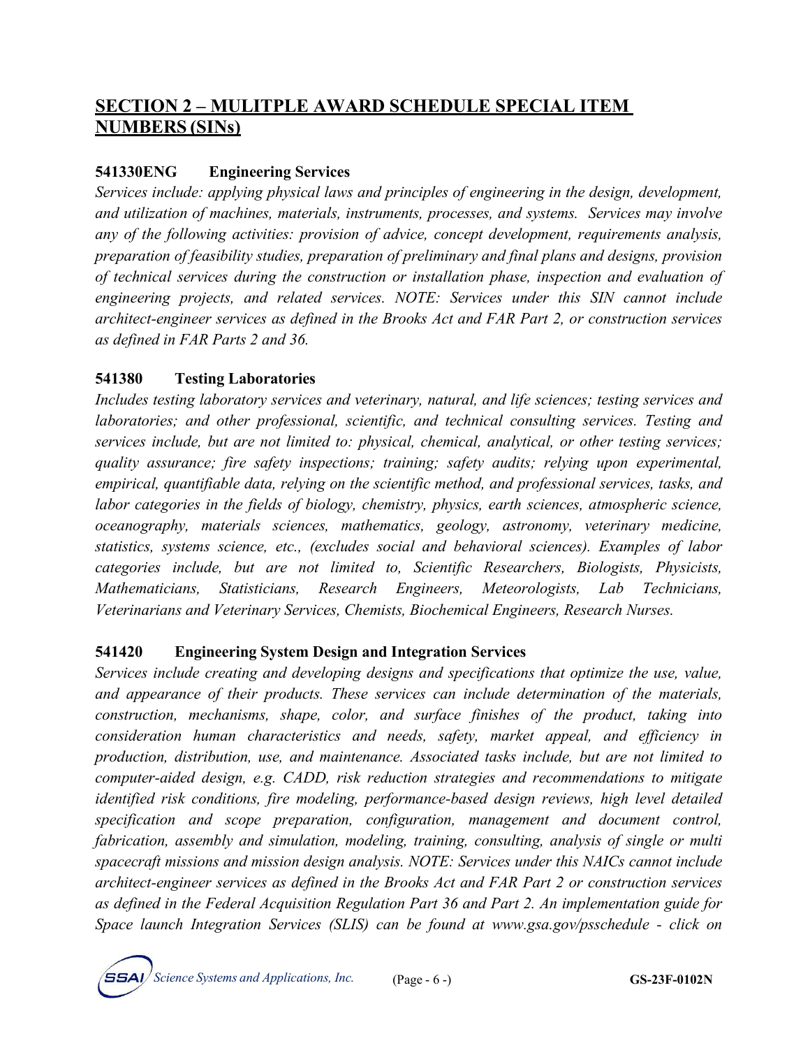## SECTION 2 – MULITPLE AWARD SCHEDULE SPECIAL ITEM NUMBERS (SINs)

**541330ENG Engineering Services**

*Services include: applying physical laws and principles of engineering in the design, development, and utilization of machines, materials, instruments, processes, and systems. Services may involve any of the following activities: provision of advice, concept development, requirements analysis, preparation of feasibility studies, preparation of preliminary and final plans and designs, provision of technical services during the construction or installation phase, inspection and evaluation of engineering projects, and related services. NOTE: Services under this SIN cannot include architect-engineer services as defined in the Brooks Act and FAR Part 2, or construction services as defined in FAR Parts 2 and 36.*

**541380 Testing Laboratories**

*Includes testing laboratory services and veterinary, natural, and life sciences; testing services and laboratories; and other professional, scientific, and technical consulting services. Testing and services include, but are not limited to: physical, chemical, analytical, or other testing services; quality assurance; fire safety inspections; training; safety audits; relying upon experimental, empirical, quantifiable data, relying on the scientific method, and professional services, tasks, and labor categories in the fields of biology, chemistry, physics, earth sciences, atmospheric science, oceanography, materials sciences, mathematics, geology, astronomy, veterinary medicine, statistics, systems science, etc., (excludes social and behavioral sciences). Examples of labor categories include, but are not limited to, Scientific Researchers, Biologists, Physicists, Mathematicians, Statisticians, Research Engineers, Meteorologists, Lab Technicians, Veterinarians and Veterinary Services, Chemists, Biochemical Engineers, Research Nurses.*

**541420 Engineering System Design and Integration Services**

*Services include creating and developing designs and specifications that optimize the use, value, and appearance of their products. These services can include determination of the materials, construction, mechanisms, shape, color, and surface finishes of the product, taking into consideration human characteristics and needs, safety, market appeal, and efficiency in production, distribution, use, and maintenance. Associated tasks include, but are not limited to computer-aided design, e.g. CADD, risk reduction strategies and recommendations to mitigate identified risk conditions, fire modeling, performance-based design reviews, high level detailed specification and scope preparation, configuration, management and document control, fabrication, assembly and simulation, modeling, training, consulting, analysis of single or multi spacecraft missions and mission design analysis. NOTE: Services under this NAICs cannot include architect-engineer services as defined in the Brooks Act and FAR Part 2 or construction services as defined in the Federal Acquisition Regulation Part 36 and Part 2. An implementation guide for Space launch Integration Services (SLIS) can be found at www.gsa.gov/psschedule - click on*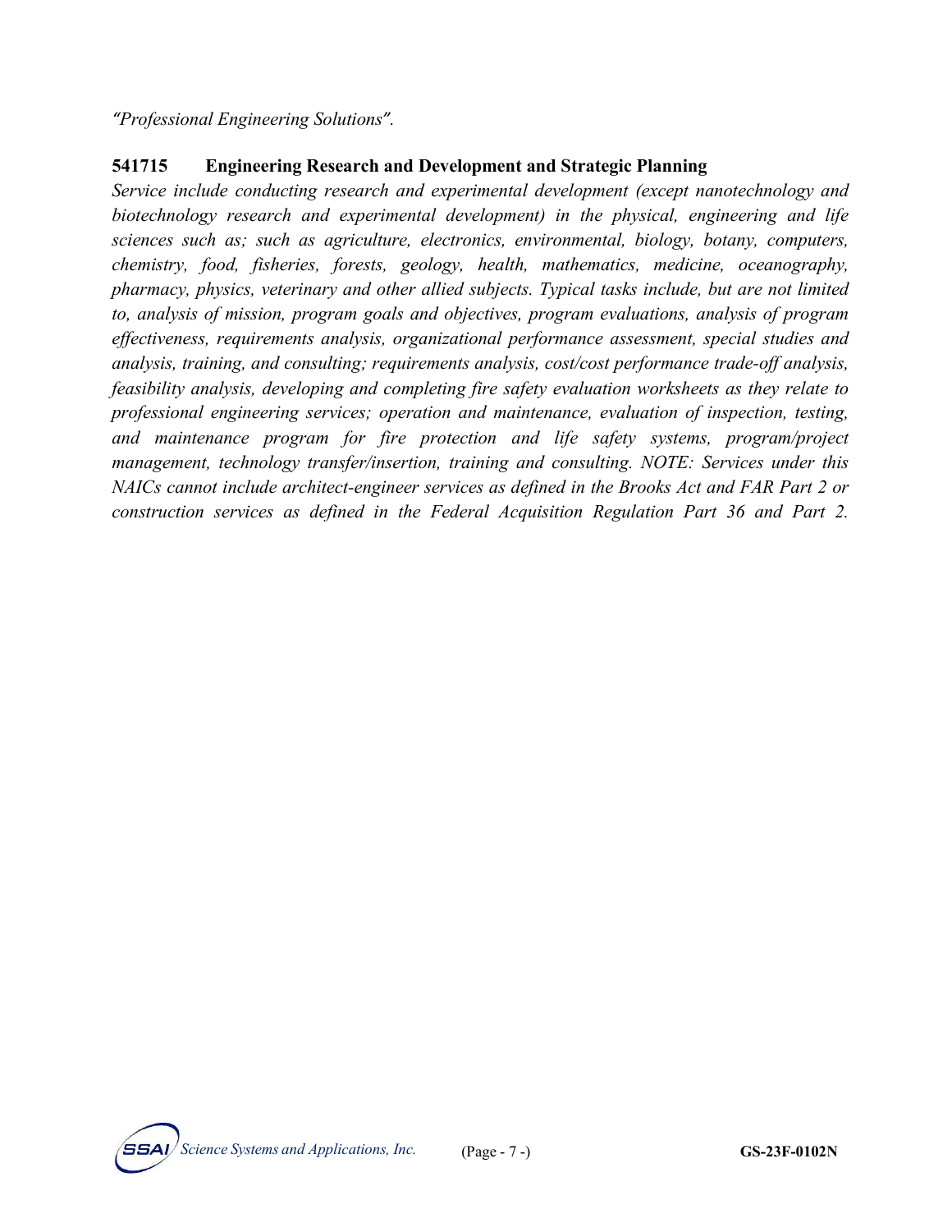*"Professional Engineering Solutions"*.

**541715 Engineering Research and Development and Strategic Planning**

*Service include conducting research and experimental development (except nanotechnology and biotechnology research and experimental development) in the physical, engineering and life sciences such as; such as agriculture, electronics, environmental, biology, botany, computers, chemistry, food, fisheries, forests, geology, health, mathematics, medicine, oceanography, pharmacy, physics, veterinary and other allied subjects. Typical tasks include, but are not limited to, analysis of mission, program goals and objectives, program evaluations, analysis of program effectiveness, requirements analysis, organizational performance assessment, special studies and analysis, training, and consulting; requirements analysis, cost/cost performance trade-off analysis, feasibility analysis, developing and completing fire safety evaluation worksheets as they relate to professional engineering services; operation and maintenance, evaluation of inspection, testing, and maintenance program for fire protection and life safety systems, program/project management, technology transfer/insertion, training and consulting. NOTE: Services under this NAICs cannot include architect-engineer services as defined in the Brooks Act and FAR Part 2 or construction services as defined in the Federal Acquisition Regulation Part 36 and Part 2.*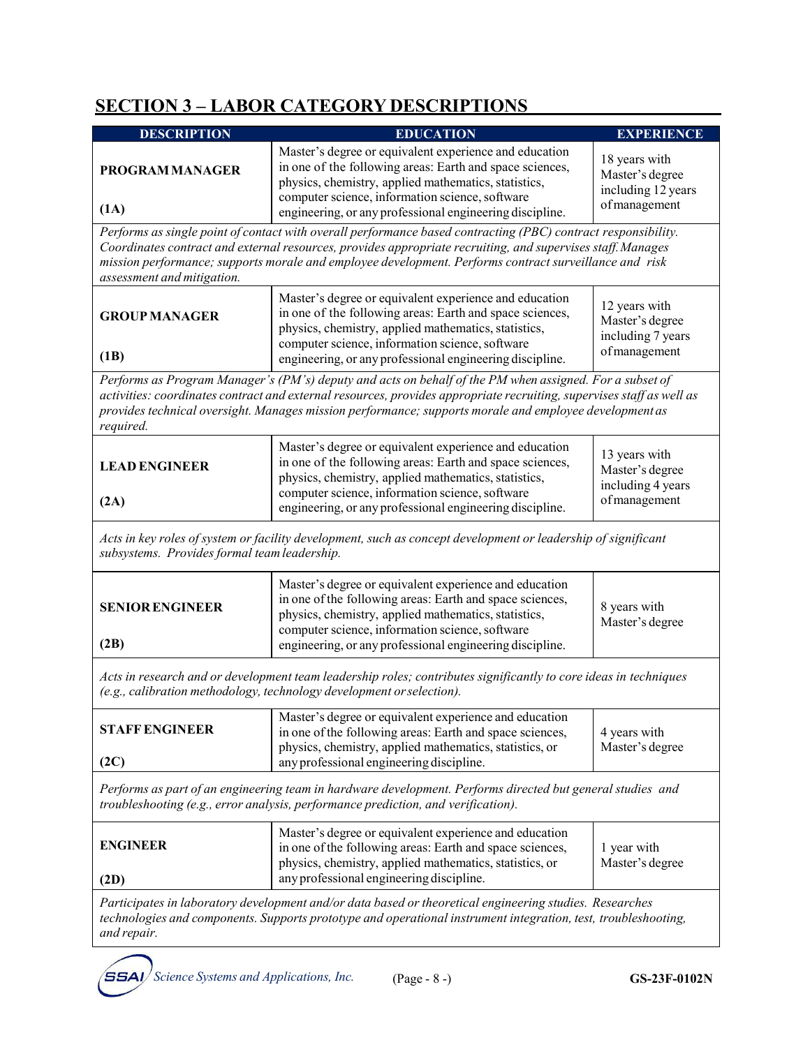## SECTION 3 – LABOR CATEGORY DESCRIPTIONS

| DESCRIPTION | EDUCATION | EXPERIENCE |
|---|---|---|
| **PROGRAM MANAGER (1A)** | Master's degree or equivalent experience and education in one of the following areas: Earth and space sciences, physics, chemistry, applied mathematics, statistics, computer science, information science, software engineering, or any professional engineering discipline. | 18 years with Master's degree including 12 years of management |
| *Performs as single point of contact with overall performance based contracting (PBC) contract responsibility. Coordinates contract and external resources, provides appropriate recruiting, and supervises staff. Manages mission performance; supports morale and employee development. Performs contract surveillance and risk assessment and mitigation.* | | |
| **GROUP MANAGER (1B)** | Master's degree or equivalent experience and education in one of the following areas: Earth and space sciences, physics, chemistry, applied mathematics, statistics, computer science, information science, software engineering, or any professional engineering discipline. | 12 years with Master's degree including 7 years of management |
| *Performs as Program Manager's (PM's) deputy and acts on behalf of the PM when assigned. For a subset of activities: coordinates contract and external resources, provides appropriate recruiting, supervises staff as well as provides technical oversight. Manages mission performance; supports morale and employee development as required.* | | |
| **LEAD ENGINEER (2A)** | Master's degree or equivalent experience and education in one of the following areas: Earth and space sciences, physics, chemistry, applied mathematics, statistics, computer science, information science, software engineering, or any professional engineering discipline. | 13 years with Master's degree including 4 years of management |
| *Acts in key roles of system or facility development, such as concept development or leadership of significant subsystems. Provides formal team leadership.* | | |
| **SENIOR ENGINEER (2B)** | Master's degree or equivalent experience and education in one of the following areas: Earth and space sciences, physics, chemistry, applied mathematics, statistics, computer science, information science, software engineering, or any professional engineering discipline. | 8 years with Master's degree |
| *Acts in research and or development team leadership roles; contributes significantly to core ideas in techniques (e.g., calibration methodology, technology development or selection).* | | |
| **STAFF ENGINEER (2C)** | Master's degree or equivalent experience and education in one of the following areas: Earth and space sciences, physics, chemistry, applied mathematics, statistics, or any professional engineering discipline. | 4 years with Master's degree |
| *Performs as part of an engineering team in hardware development. Performs directed but general studies and troubleshooting (e.g., error analysis, performance prediction, and verification).* | | |
| **ENGINEER (2D)** | Master's degree or equivalent experience and education in one of the following areas: Earth and space sciences, physics, chemistry, applied mathematics, statistics, or any professional engineering discipline. | 1 year with Master's degree |
| *Participates in laboratory development and/or data based or theoretical engineering studies. Researches technologies and components. Supports prototype and operational instrument integration, test, troubleshooting, and repair.* | | |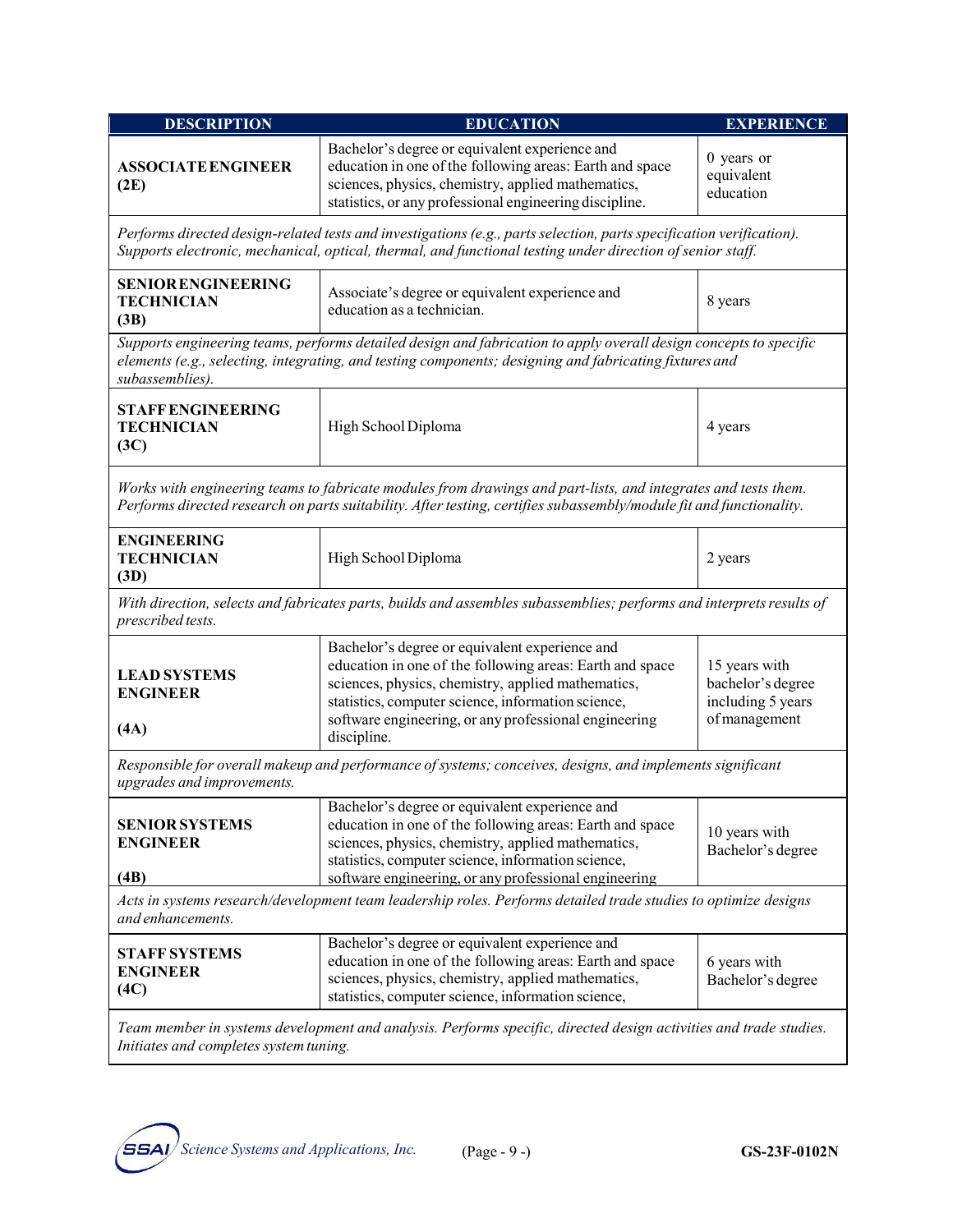| DESCRIPTION | EDUCATION | EXPERIENCE |
|---|---|---|
| **ASSOCIATE ENGINEER (2E)** | Bachelor's degree or equivalent experience and education in one of the following areas: Earth and space sciences, physics, chemistry, applied mathematics, statistics, or any professional engineering discipline. | 0 years or equivalent education |
| *Performs directed design-related tests and investigations (e.g., parts selection, parts specification verification). Supports electronic, mechanical, optical, thermal, and functional testing under direction of senior staff.* | | |
| **SENIOR ENGINEERING TECHNICIAN (3B)** | Associate's degree or equivalent experience and education as a technician. | 8 years |
| *Supports engineering teams, performs detailed design and fabrication to apply overall design concepts to specific elements (e.g., selecting, integrating, and testing components; designing and fabricating fixtures and subassemblies).* | | |
| **STAFF ENGINEERING TECHNICIAN (3C)** | High School Diploma | 4 years |
| *Works with engineering teams to fabricate modules from drawings and part-lists, and integrates and tests them. Performs directed research on parts suitability. After testing, certifies subassembly/module fit and functionality.* | | |
| **ENGINEERING TECHNICIAN (3D)** | High School Diploma | 2 years |
| *With direction, selects and fabricates parts, builds and assembles subassemblies; performs and interprets results of prescribed tests.* | | |
| **LEAD SYSTEMS ENGINEER (4A)** | Bachelor's degree or equivalent experience and education in one of the following areas: Earth and space sciences, physics, chemistry, applied mathematics, statistics, computer science, information science, software engineering, or any professional engineering discipline. | 15 years with bachelor's degree including 5 years of management |
| *Responsible for overall makeup and performance of systems; conceives, designs, and implements significant upgrades and improvements.* | | |
| **SENIOR SYSTEMS ENGINEER (4B)** | Bachelor's degree or equivalent experience and education in one of the following areas: Earth and space sciences, physics, chemistry, applied mathematics, statistics, computer science, information science, software engineering, or any professional engineering | 10 years with Bachelor's degree |
| *Acts in systems research/development team leadership roles. Performs detailed trade studies to optimize designs and enhancements.* | | |
| **STAFF SYSTEMS ENGINEER (4C)** | Bachelor's degree or equivalent experience and education in one of the following areas: Earth and space sciences, physics, chemistry, applied mathematics, statistics, computer science, information science, | 6 years with Bachelor's degree |
| *Team member in systems development and analysis. Performs specific, directed design activities and trade studies. Initiates and completes system tuning.* | | |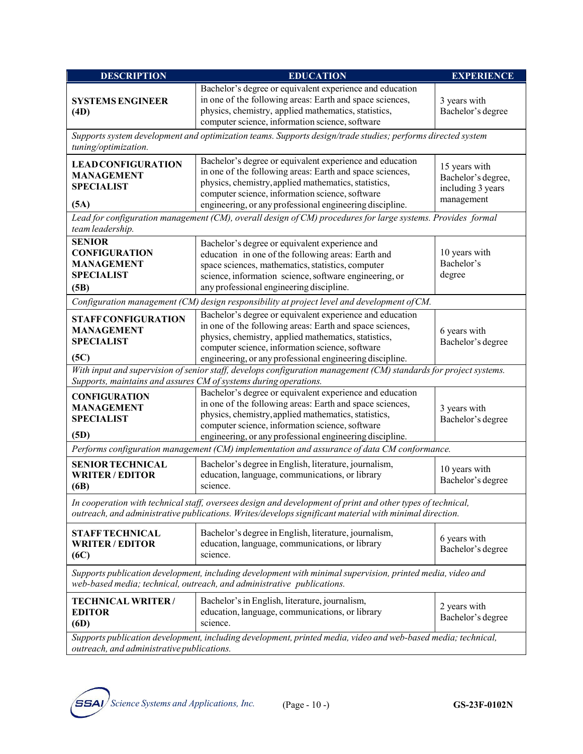| DESCRIPTION | EDUCATION | EXPERIENCE |
|---|---|---|
| **SYSTEMS ENGINEER (4D)** | Bachelor's degree or equivalent experience and education in one of the following areas: Earth and space sciences, physics, chemistry, applied mathematics, statistics, computer science, information science, software | 3 years with Bachelor's degree |
| *Supports system development and optimization teams. Supports design/trade studies; performs directed system tuning/optimization.* | | |
| **LEAD CONFIGURATION MANAGEMENT SPECIALIST (5A)** | Bachelor's degree or equivalent experience and education in one of the following areas: Earth and space sciences, physics, chemistry, applied mathematics, statistics, computer science, information science, software engineering, or any professional engineering discipline. | 15 years with Bachelor's degree, including 3 years management |
| *Lead for configuration management (CM), overall design of CM) procedures for large systems. Provides formal team leadership.* | | |
| **SENIOR CONFIGURATION MANAGEMENT SPECIALIST (5B)** | Bachelor's degree or equivalent experience and education in one of the following areas: Earth and space sciences, mathematics, statistics, computer science, information science, software engineering, or any professional engineering discipline. | 10 years with Bachelor's degree |
| *Configuration management (CM) design responsibility at project level and development of CM.* | | |
| **STAFF CONFIGURATION MANAGEMENT SPECIALIST (5C)** | Bachelor's degree or equivalent experience and education in one of the following areas: Earth and space sciences, physics, chemistry, applied mathematics, statistics, computer science, information science, software engineering, or any professional engineering discipline. | 6 years with Bachelor's degree |
| *With input and supervision of senior staff, develops configuration management (CM) standards for project systems. Supports, maintains and assures CM of systems during operations.* | | |
| **CONFIGURATION MANAGEMENT SPECIALIST (5D)** | Bachelor's degree or equivalent experience and education in one of the following areas: Earth and space sciences, physics, chemistry, applied mathematics, statistics, computer science, information science, software engineering, or any professional engineering discipline. | 3 years with Bachelor's degree |
| *Performs configuration management (CM) implementation and assurance of data CM conformance.* | | |
| **SENIOR TECHNICAL WRITER / EDITOR (6B)** | Bachelor's degree in English, literature, journalism, education, language, communications, or library science. | 10 years with Bachelor's degree |
| *In cooperation with technical staff, oversees design and development of print and other types of technical, outreach, and administrative publications. Writes/develops significant material with minimal direction.* | | |
| **STAFF TECHNICAL WRITER / EDITOR (6C)** | Bachelor's degree in English, literature, journalism, education, language, communications, or library science. | 6 years with Bachelor's degree |
| *Supports publication development, including development with minimal supervision, printed media, video and web-based media; technical, outreach, and administrative publications.* | | |
| **TECHNICAL WRITER / EDITOR (6D)** | Bachelor's in English, literature, journalism, education, language, communications, or library science. | 2 years with Bachelor's degree |
| *Supports publication development, including development, printed media, video and web-based media; technical, outreach, and administrative publications.* | | |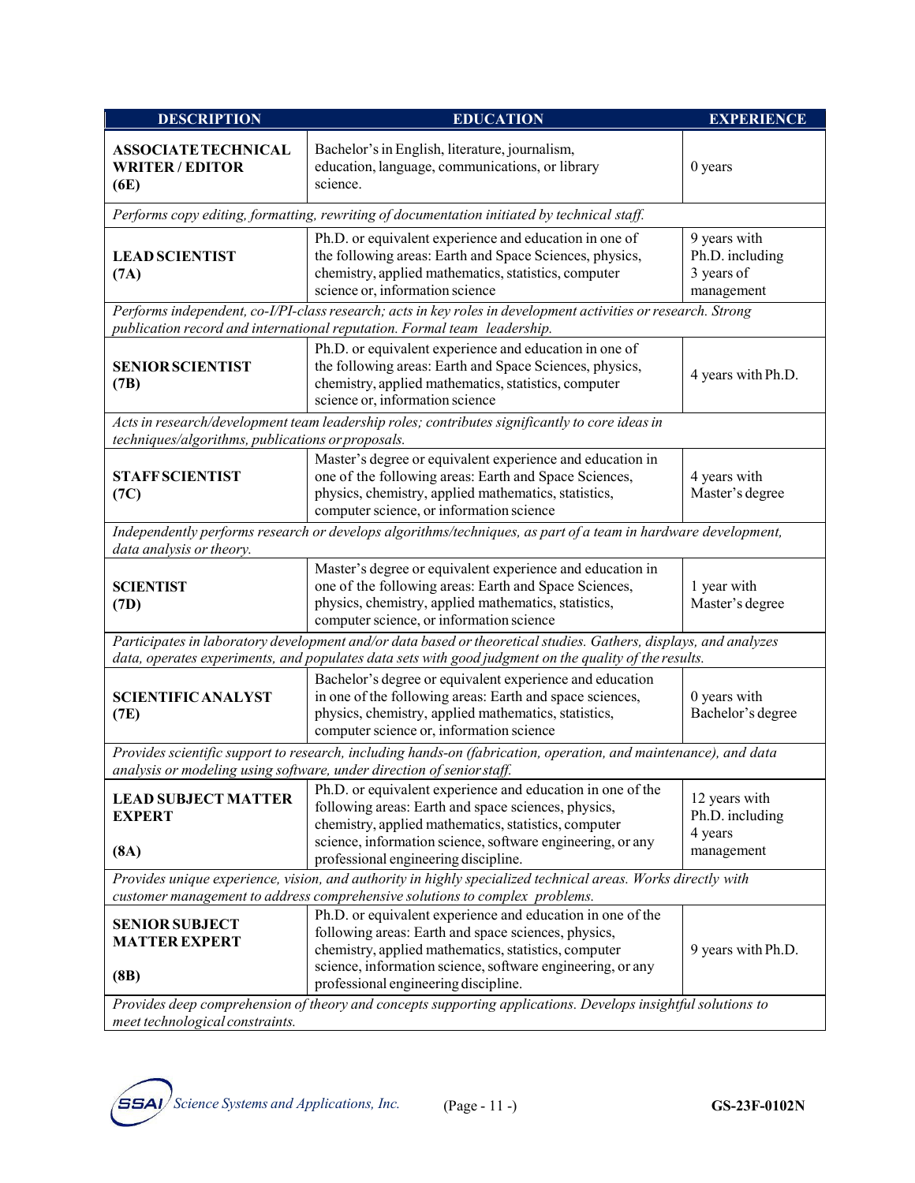| DESCRIPTION | EDUCATION | EXPERIENCE |
|---|---|---|
| **ASSOCIATE TECHNICAL WRITER / EDITOR (6E)** | Bachelor's in English, literature, journalism, education, language, communications, or library science. | 0 years |
| *Performs copy editing, formatting, rewriting of documentation initiated by technical staff.* | | |
| **LEAD SCIENTIST (7A)** | Ph.D. or equivalent experience and education in one of the following areas: Earth and Space Sciences, physics, chemistry, applied mathematics, statistics, computer science or, information science | 9 years with Ph.D. including 3 years of management |
| *Performs independent, co-I/PI-class research; acts in key roles in development activities or research. Strong publication record and international reputation. Formal team leadership.* | | |
| **SENIOR SCIENTIST (7B)** | Ph.D. or equivalent experience and education in one of the following areas: Earth and Space Sciences, physics, chemistry, applied mathematics, statistics, computer science or, information science | 4 years with Ph.D. |
| *Acts in research/development team leadership roles; contributes significantly to core ideas in techniques/algorithms, publications or proposals.* | | |
| **STAFF SCIENTIST (7C)** | Master's degree or equivalent experience and education in one of the following areas: Earth and Space Sciences, physics, chemistry, applied mathematics, statistics, computer science, or information science | 4 years with Master's degree |
| *Independently performs research or develops algorithms/techniques, as part of a team in hardware development, data analysis or theory.* | | |
| **SCIENTIST (7D)** | Master's degree or equivalent experience and education in one of the following areas: Earth and Space Sciences, physics, chemistry, applied mathematics, statistics, computer science, or information science | 1 year with Master's degree |
| *Participates in laboratory development and/or data based or theoretical studies. Gathers, displays, and analyzes data, operates experiments, and populates data sets with good judgment on the quality of the results.* | | |
| **SCIENTIFIC ANALYST (7E)** | Bachelor's degree or equivalent experience and education in one of the following areas: Earth and space sciences, physics, chemistry, applied mathematics, statistics, computer science or, information science | 0 years with Bachelor's degree |
| *Provides scientific support to research, including hands-on (fabrication, operation, and maintenance), and data analysis or modeling using software, under direction of senior staff.* | | |
| **LEAD SUBJECT MATTER EXPERT (8A)** | Ph.D. or equivalent experience and education in one of the following areas: Earth and space sciences, physics, chemistry, applied mathematics, statistics, computer science, information science, software engineering, or any professional engineering discipline. | 12 years with Ph.D. including 4 years management |
| *Provides unique experience, vision, and authority in highly specialized technical areas. Works directly with customer management to address comprehensive solutions to complex problems.* | | |
| **SENIOR SUBJECT MATTER EXPERT (8B)** | Ph.D. or equivalent experience and education in one of the following areas: Earth and space sciences, physics, chemistry, applied mathematics, statistics, computer science, information science, software engineering, or any professional engineering discipline. | 9 years with Ph.D. |
| *Provides deep comprehension of theory and concepts supporting applications. Develops insightful solutions to meet technological constraints.* | | |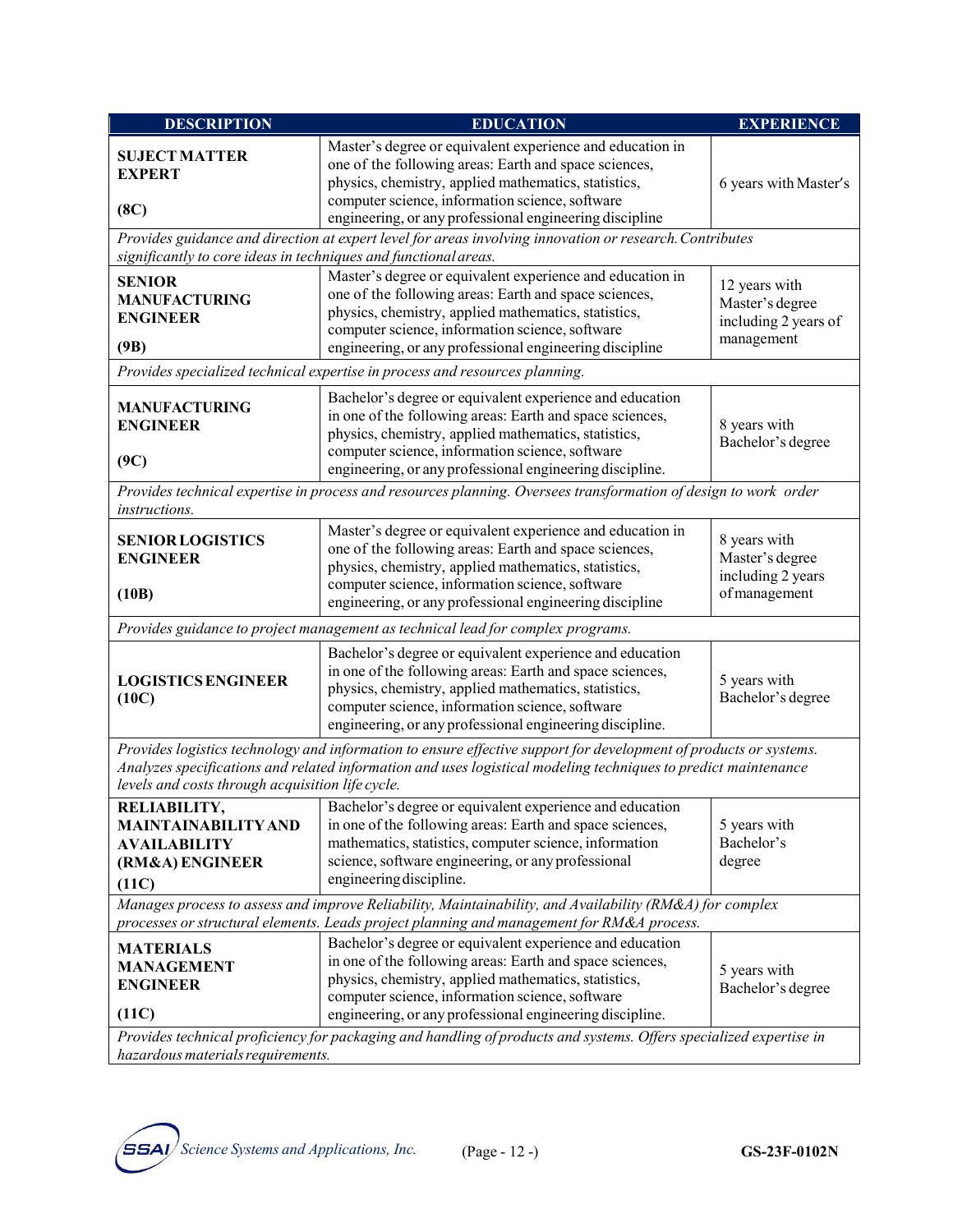| DESCRIPTION | EDUCATION | EXPERIENCE |
|---|---|---|
| **SUJECT MATTER EXPERT (8C)** | Master's degree or equivalent experience and education in one of the following areas: Earth and space sciences, physics, chemistry, applied mathematics, statistics, computer science, information science, software engineering, or any professional engineering discipline | 6 years with Master's |
| *Provides guidance and direction at expert level for areas involving innovation or research. Contributes significantly to core ideas in techniques and functional areas.* | | |
| **SENIOR MANUFACTURING ENGINEER (9B)** | Master's degree or equivalent experience and education in one of the following areas: Earth and space sciences, physics, chemistry, applied mathematics, statistics, computer science, information science, software engineering, or any professional engineering discipline | 12 years with Master's degree including 2 years of management |
| *Provides specialized technical expertise in process and resources planning.* | | |
| **MANUFACTURING ENGINEER (9C)** | Bachelor's degree or equivalent experience and education in one of the following areas: Earth and space sciences, physics, chemistry, applied mathematics, statistics, computer science, information science, software engineering, or any professional engineering discipline. | 8 years with Bachelor's degree |
| *Provides technical expertise in process and resources planning. Oversees transformation of design to work order instructions.* | | |
| **SENIOR LOGISTICS ENGINEER (10B)** | Master's degree or equivalent experience and education in one of the following areas: Earth and space sciences, physics, chemistry, applied mathematics, statistics, computer science, information science, software engineering, or any professional engineering discipline | 8 years with Master's degree including 2 years of management |
| *Provides guidance to project management as technical lead for complex programs.* | | |
| **LOGISTICS ENGINEER (10C)** | Bachelor's degree or equivalent experience and education in one of the following areas: Earth and space sciences, physics, chemistry, applied mathematics, statistics, computer science, information science, software engineering, or any professional engineering discipline. | 5 years with Bachelor's degree |
| *Provides logistics technology and information to ensure effective support for development of products or systems. Analyzes specifications and related information and uses logistical modeling techniques to predict maintenance levels and costs through acquisition life cycle.* | | |
| **RELIABILITY, MAINTAINABILITY AND AVAILABILITY (RM&A) ENGINEER (11C)** | Bachelor's degree or equivalent experience and education in one of the following areas: Earth and space sciences, mathematics, statistics, computer science, information science, software engineering, or any professional engineering discipline. | 5 years with Bachelor's degree |
| *Manages process to assess and improve Reliability, Maintainability, and Availability (RM&A) for complex processes or structural elements. Leads project planning and management for RM&A process.* | | |
| **MATERIALS MANAGEMENT ENGINEER (11C)** | Bachelor's degree or equivalent experience and education in one of the following areas: Earth and space sciences, physics, chemistry, applied mathematics, statistics, computer science, information science, software engineering, or any professional engineering discipline. | 5 years with Bachelor's degree |
| *Provides technical proficiency for packaging and handling of products and systems. Offers specialized expertise in hazardous materials requirements.* | | |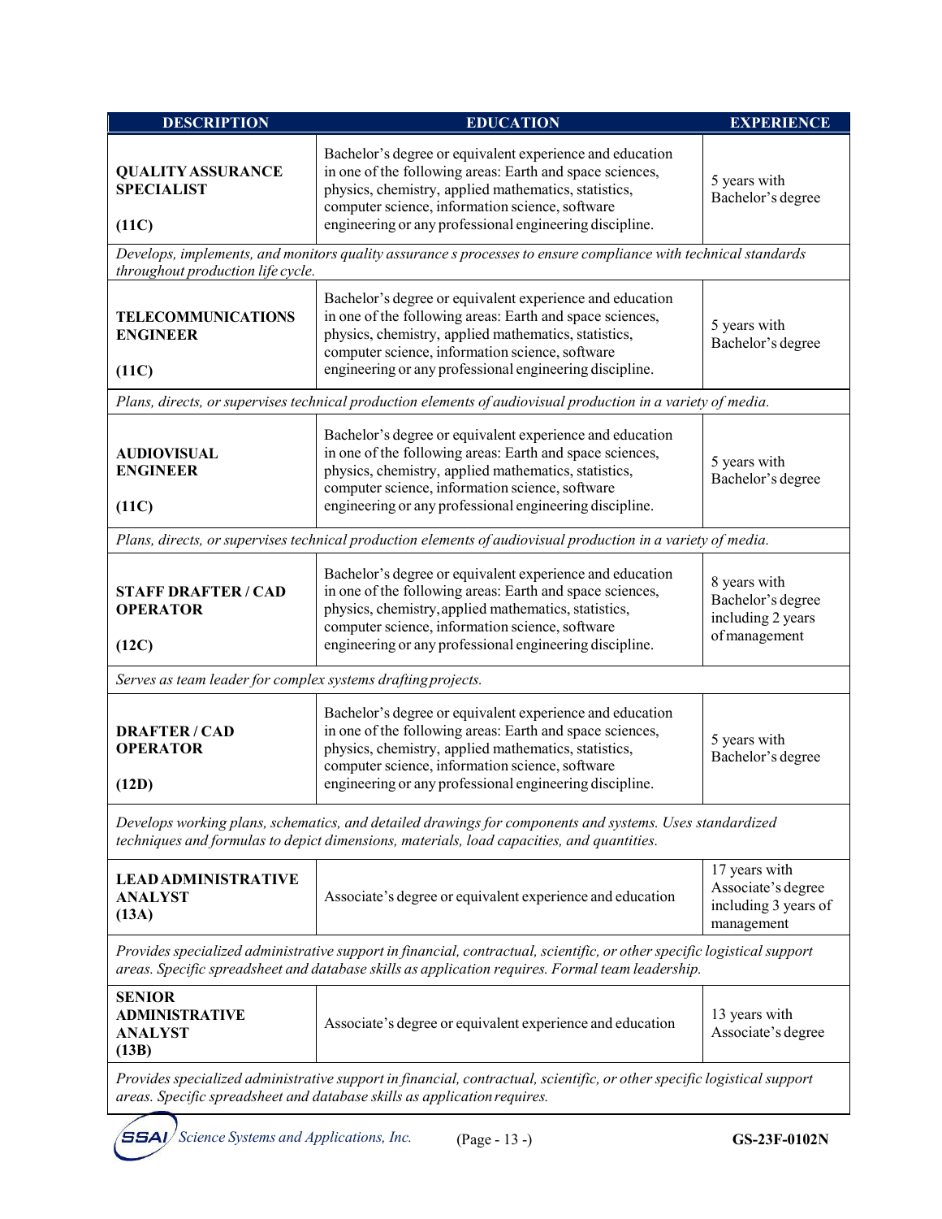| DESCRIPTION | EDUCATION | EXPERIENCE |
|---|---|---|
| **QUALITY ASSURANCE SPECIALIST (11C)** | Bachelor's degree or equivalent experience and education in one of the following areas: Earth and space sciences, physics, chemistry, applied mathematics, statistics, computer science, information science, software engineering or any professional engineering discipline. | 5 years with Bachelor's degree |
| *Develops, implements, and monitors quality assurance s processes to ensure compliance with technical standards throughout production life cycle.* | | |
| **TELECOMMUNICATIONS ENGINEER (11C)** | Bachelor's degree or equivalent experience and education in one of the following areas: Earth and space sciences, physics, chemistry, applied mathematics, statistics, computer science, information science, software engineering or any professional engineering discipline. | 5 years with Bachelor's degree |
| *Plans, directs, or supervises technical production elements of audiovisual production in a variety of media.* | | |
| **AUDIOVISUAL ENGINEER (11C)** | Bachelor's degree or equivalent experience and education in one of the following areas: Earth and space sciences, physics, chemistry, applied mathematics, statistics, computer science, information science, software engineering or any professional engineering discipline. | 5 years with Bachelor's degree |
| *Plans, directs, or supervises technical production elements of audiovisual production in a variety of media.* | | |
| **STAFF DRAFTER / CAD OPERATOR (12C)** | Bachelor's degree or equivalent experience and education in one of the following areas: Earth and space sciences, physics, chemistry, applied mathematics, statistics, computer science, information science, software engineering or any professional engineering discipline. | 8 years with Bachelor's degree including 2 years of management |
| *Serves as team leader for complex systems drafting projects.* | | |
| **DRAFTER / CAD OPERATOR (12D)** | Bachelor's degree or equivalent experience and education in one of the following areas: Earth and space sciences, physics, chemistry, applied mathematics, statistics, computer science, information science, software engineering or any professional engineering discipline. | 5 years with Bachelor's degree |
| *Develops working plans, schematics, and detailed drawings for components and systems. Uses standardized techniques and formulas to depict dimensions, materials, load capacities, and quantities.* | | |
| **LEAD ADMINISTRATIVE ANALYST (13A)** | Associate's degree or equivalent experience and education | 17 years with Associate's degree including 3 years of management |
| *Provides specialized administrative support in financial, contractual, scientific, or other specific logistical support areas. Specific spreadsheet and database skills as application requires. Formal team leadership.* | | |
| **SENIOR ADMINISTRATIVE ANALYST (13B)** | Associate's degree or equivalent experience and education | 13 years with Associate's degree |
| *Provides specialized administrative support in financial, contractual, scientific, or other specific logistical support areas. Specific spreadsheet and database skills as application requires.* | | |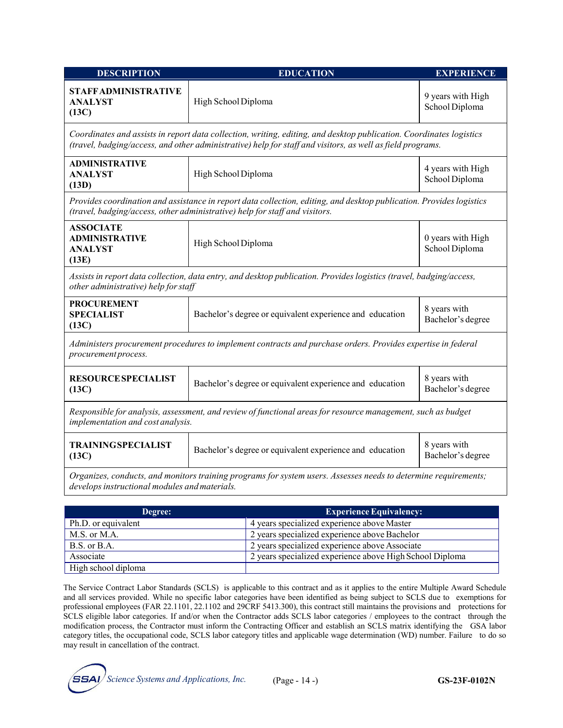| DESCRIPTION | EDUCATION | EXPERIENCE |
|---|---|---|
| **STAFF ADMINISTRATIVE ANALYST (13C)** | High School Diploma | 9 years with High School Diploma |
| *Coordinates and assists in report data collection, writing, editing, and desktop publication. Coordinates logistics (travel, badging/access, and other administrative) help for staff and visitors, as well as field programs.* | | |
| **ADMINISTRATIVE ANALYST (13D)** | High School Diploma | 4 years with High School Diploma |
| *Provides coordination and assistance in report data collection, editing, and desktop publication. Provides logistics (travel, badging/access, other administrative) help for staff and visitors.* | | |
| **ASSOCIATE ADMINISTRATIVE ANALYST (13E)** | High School Diploma | 0 years with High School Diploma |
| *Assists in report data collection, data entry, and desktop publication. Provides logistics (travel, badging/access, other administrative) help for staff* | | |
| **PROCUREMENT SPECIALIST (13C)** | Bachelor's degree or equivalent experience and education | 8 years with Bachelor's degree |
| *Administers procurement procedures to implement contracts and purchase orders. Provides expertise in federal procurement process.* | | |
| **RESOURCE SPECIALIST (13C)** | Bachelor's degree or equivalent experience and education | 8 years with Bachelor's degree |
| *Responsible for analysis, assessment, and review of functional areas for resource management, such as budget implementation and cost analysis.* | | |
| **TRAINING SPECIALIST (13C)** | Bachelor's degree or equivalent experience and education | 8 years with Bachelor's degree |
| *Organizes, conducts, and monitors training programs for system users. Assesses needs to determine requirements; develops instructional modules and materials.* | | |

| Degree: | Experience Equivalency: |
|---|---|
| Ph.D. or equivalent | 4 years specialized experience above Master |
| M.S. or M.A. | 2 years specialized experience above Bachelor |
| B.S. or B.A. | 2 years specialized experience above Associate |
| Associate | 2 years specialized experience above High School Diploma |
| High school diploma | |

The Service Contract Labor Standards (SCLS) is applicable to this contract and as it applies to the entire Multiple Award Schedule and all services provided. While no specific labor categories have been identified as being subject to SCLS due to exemptions for professional employees (FAR 22.1101, 22.1102 and 29CRF 5413.300), this contract still maintains the provisions and protections for SCLS eligible labor categories. If and/or when the Contractor adds SCLS labor categories / employees to the contract through the modification process, the Contractor must inform the Contracting Officer and establish an SCLS matrix identifying the GSA labor category titles, the occupational code, SCLS labor category titles and applicable wage determination (WD) number. Failure to do so may result in cancellation of the contract.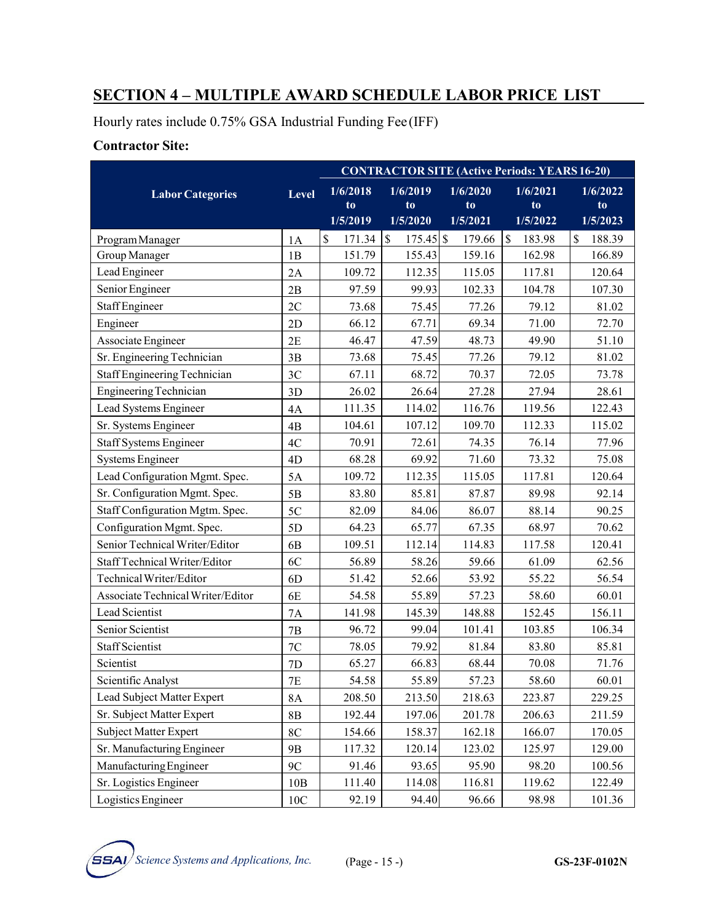## SECTION 4 – MULTIPLE AWARD SCHEDULE LABOR PRICE LIST

Hourly rates include 0.75% GSA Industrial Funding Fee (IFF)

**Contractor Site:**

| Labor Categories | Level | CONTRACTOR SITE (Active Periods: YEARS 16-20) | | | | |
|---|---|---|---|---|---|---|
| | | 1/6/2018 to 1/5/2019 | 1/6/2019 to 1/5/2020 | 1/6/2020 to 1/5/2021 | 1/6/2021 to 1/5/2022 | 1/6/2022 to 1/5/2023 |
| Program Manager | 1A | $ 171.34 | $ 175.45 | $ 179.66 | $ 183.98 | $ 188.39 |
| Group Manager | 1B | 151.79 | 155.43 | 159.16 | 162.98 | 166.89 |
| Lead Engineer | 2A | 109.72 | 112.35 | 115.05 | 117.81 | 120.64 |
| Senior Engineer | 2B | 97.59 | 99.93 | 102.33 | 104.78 | 107.30 |
| Staff Engineer | 2C | 73.68 | 75.45 | 77.26 | 79.12 | 81.02 |
| Engineer | 2D | 66.12 | 67.71 | 69.34 | 71.00 | 72.70 |
| Associate Engineer | 2E | 46.47 | 47.59 | 48.73 | 49.90 | 51.10 |
| Sr. Engineering Technician | 3B | 73.68 | 75.45 | 77.26 | 79.12 | 81.02 |
| Staff Engineering Technician | 3C | 67.11 | 68.72 | 70.37 | 72.05 | 73.78 |
| Engineering Technician | 3D | 26.02 | 26.64 | 27.28 | 27.94 | 28.61 |
| Lead Systems Engineer | 4A | 111.35 | 114.02 | 116.76 | 119.56 | 122.43 |
| Sr. Systems Engineer | 4B | 104.61 | 107.12 | 109.70 | 112.33 | 115.02 |
| Staff Systems Engineer | 4C | 70.91 | 72.61 | 74.35 | 76.14 | 77.96 |
| Systems Engineer | 4D | 68.28 | 69.92 | 71.60 | 73.32 | 75.08 |
| Lead Configuration Mgmt. Spec. | 5A | 109.72 | 112.35 | 115.05 | 117.81 | 120.64 |
| Sr. Configuration Mgmt. Spec. | 5B | 83.80 | 85.81 | 87.87 | 89.98 | 92.14 |
| Staff Configuration Mgtm. Spec. | 5C | 82.09 | 84.06 | 86.07 | 88.14 | 90.25 |
| Configuration Mgmt. Spec. | 5D | 64.23 | 65.77 | 67.35 | 68.97 | 70.62 |
| Senior Technical Writer/Editor | 6B | 109.51 | 112.14 | 114.83 | 117.58 | 120.41 |
| Staff Technical Writer/Editor | 6C | 56.89 | 58.26 | 59.66 | 61.09 | 62.56 |
| Technical Writer/Editor | 6D | 51.42 | 52.66 | 53.92 | 55.22 | 56.54 |
| Associate Technical Writer/Editor | 6E | 54.58 | 55.89 | 57.23 | 58.60 | 60.01 |
| Lead Scientist | 7A | 141.98 | 145.39 | 148.88 | 152.45 | 156.11 |
| Senior Scientist | 7B | 96.72 | 99.04 | 101.41 | 103.85 | 106.34 |
| Staff Scientist | 7C | 78.05 | 79.92 | 81.84 | 83.80 | 85.81 |
| Scientist | 7D | 65.27 | 66.83 | 68.44 | 70.08 | 71.76 |
| Scientific Analyst | 7E | 54.58 | 55.89 | 57.23 | 58.60 | 60.01 |
| Lead Subject Matter Expert | 8A | 208.50 | 213.50 | 218.63 | 223.87 | 229.25 |
| Sr. Subject Matter Expert | 8B | 192.44 | 197.06 | 201.78 | 206.63 | 211.59 |
| Subject Matter Expert | 8C | 154.66 | 158.37 | 162.18 | 166.07 | 170.05 |
| Sr. Manufacturing Engineer | 9B | 117.32 | 120.14 | 123.02 | 125.97 | 129.00 |
| Manufacturing Engineer | 9C | 91.46 | 93.65 | 95.90 | 98.20 | 100.56 |
| Sr. Logistics Engineer | 10B | 111.40 | 114.08 | 116.81 | 119.62 | 122.49 |
| Logistics Engineer | 10C | 92.19 | 94.40 | 96.66 | 98.98 | 101.36 |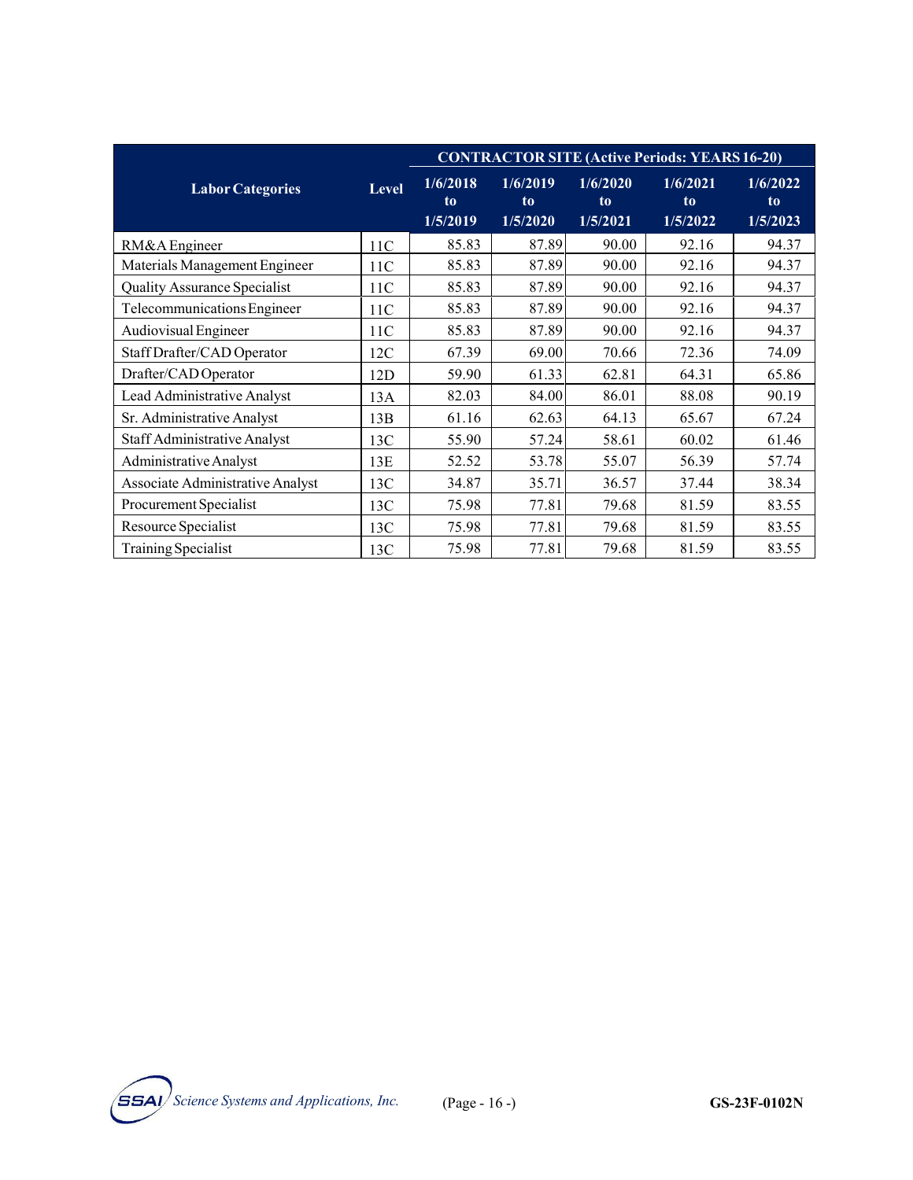| Labor Categories | Level | CONTRACTOR SITE (Active Periods: YEARS 16-20) | | | | |
|---|---|---|---|---|---|---|
| | | 1/6/2018 to 1/5/2019 | 1/6/2019 to 1/5/2020 | 1/6/2020 to 1/5/2021 | 1/6/2021 to 1/5/2022 | 1/6/2022 to 1/5/2023 |
| RM&A Engineer | 11C | 85.83 | 87.89 | 90.00 | 92.16 | 94.37 |
| Materials Management Engineer | 11C | 85.83 | 87.89 | 90.00 | 92.16 | 94.37 |
| Quality Assurance Specialist | 11C | 85.83 | 87.89 | 90.00 | 92.16 | 94.37 |
| Telecommunications Engineer | 11C | 85.83 | 87.89 | 90.00 | 92.16 | 94.37 |
| Audiovisual Engineer | 11C | 85.83 | 87.89 | 90.00 | 92.16 | 94.37 |
| Staff Drafter/CAD Operator | 12C | 67.39 | 69.00 | 70.66 | 72.36 | 74.09 |
| Drafter/CAD Operator | 12D | 59.90 | 61.33 | 62.81 | 64.31 | 65.86 |
| Lead Administrative Analyst | 13A | 82.03 | 84.00 | 86.01 | 88.08 | 90.19 |
| Sr. Administrative Analyst | 13B | 61.16 | 62.63 | 64.13 | 65.67 | 67.24 |
| Staff Administrative Analyst | 13C | 55.90 | 57.24 | 58.61 | 60.02 | 61.46 |
| Administrative Analyst | 13E | 52.52 | 53.78 | 55.07 | 56.39 | 57.74 |
| Associate Administrative Analyst | 13C | 34.87 | 35.71 | 36.57 | 37.44 | 38.34 |
| Procurement Specialist | 13C | 75.98 | 77.81 | 79.68 | 81.59 | 83.55 |
| Resource Specialist | 13C | 75.98 | 77.81 | 79.68 | 81.59 | 83.55 |
| Training Specialist | 13C | 75.98 | 77.81 | 79.68 | 81.59 | 83.55 |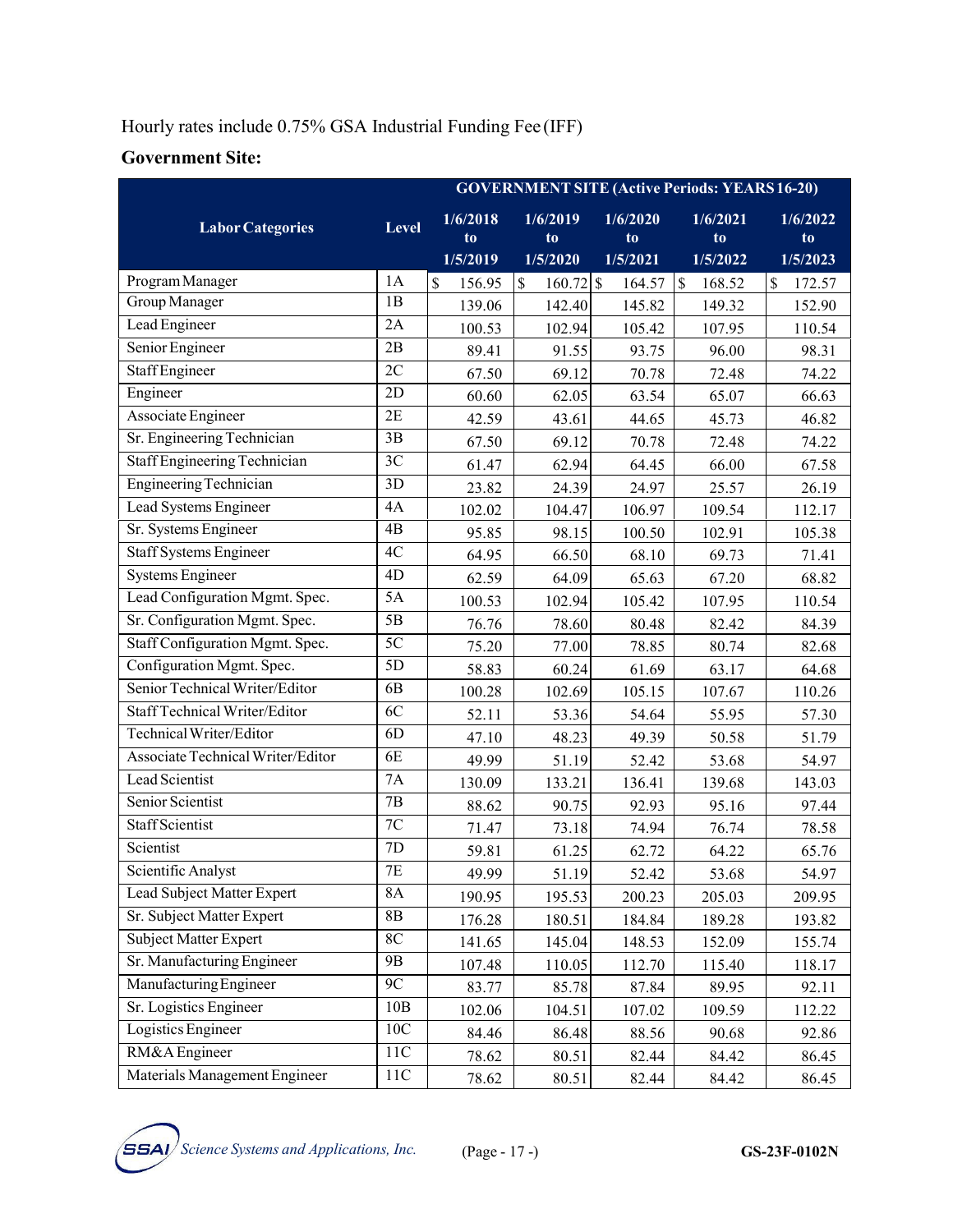Hourly rates include 0.75% GSA Industrial Funding Fee (IFF)

**Government Site:**

| Labor Categories | Level | GOVERNMENT SITE (Active Periods: YEARS 16-20) | | | | |
|---|---|---|---|---|---|---|
| | | 1/6/2018 to 1/5/2019 | 1/6/2019 to 1/5/2020 | 1/6/2020 to 1/5/2021 | 1/6/2021 to 1/5/2022 | 1/6/2022 to 1/5/2023 |
| Program Manager | 1A | $ 156.95 | $ 160.72 | $ 164.57 | $ 168.52 | $ 172.57 |
| Group Manager | 1B | 139.06 | 142.40 | 145.82 | 149.32 | 152.90 |
| Lead Engineer | 2A | 100.53 | 102.94 | 105.42 | 107.95 | 110.54 |
| Senior Engineer | 2B | 89.41 | 91.55 | 93.75 | 96.00 | 98.31 |
| Staff Engineer | 2C | 67.50 | 69.12 | 70.78 | 72.48 | 74.22 |
| Engineer | 2D | 60.60 | 62.05 | 63.54 | 65.07 | 66.63 |
| Associate Engineer | 2E | 42.59 | 43.61 | 44.65 | 45.73 | 46.82 |
| Sr. Engineering Technician | 3B | 67.50 | 69.12 | 70.78 | 72.48 | 74.22 |
| Staff Engineering Technician | 3C | 61.47 | 62.94 | 64.45 | 66.00 | 67.58 |
| Engineering Technician | 3D | 23.82 | 24.39 | 24.97 | 25.57 | 26.19 |
| Lead Systems Engineer | 4A | 102.02 | 104.47 | 106.97 | 109.54 | 112.17 |
| Sr. Systems Engineer | 4B | 95.85 | 98.15 | 100.50 | 102.91 | 105.38 |
| Staff Systems Engineer | 4C | 64.95 | 66.50 | 68.10 | 69.73 | 71.41 |
| Systems Engineer | 4D | 62.59 | 64.09 | 65.63 | 67.20 | 68.82 |
| Lead Configuration Mgmt. Spec. | 5A | 100.53 | 102.94 | 105.42 | 107.95 | 110.54 |
| Sr. Configuration Mgmt. Spec. | 5B | 76.76 | 78.60 | 80.48 | 82.42 | 84.39 |
| Staff Configuration Mgmt. Spec. | 5C | 75.20 | 77.00 | 78.85 | 80.74 | 82.68 |
| Configuration Mgmt. Spec. | 5D | 58.83 | 60.24 | 61.69 | 63.17 | 64.68 |
| Senior Technical Writer/Editor | 6B | 100.28 | 102.69 | 105.15 | 107.67 | 110.26 |
| Staff Technical Writer/Editor | 6C | 52.11 | 53.36 | 54.64 | 55.95 | 57.30 |
| Technical Writer/Editor | 6D | 47.10 | 48.23 | 49.39 | 50.58 | 51.79 |
| Associate Technical Writer/Editor | 6E | 49.99 | 51.19 | 52.42 | 53.68 | 54.97 |
| Lead Scientist | 7A | 130.09 | 133.21 | 136.41 | 139.68 | 143.03 |
| Senior Scientist | 7B | 88.62 | 90.75 | 92.93 | 95.16 | 97.44 |
| Staff Scientist | 7C | 71.47 | 73.18 | 74.94 | 76.74 | 78.58 |
| Scientist | 7D | 59.81 | 61.25 | 62.72 | 64.22 | 65.76 |
| Scientific Analyst | 7E | 49.99 | 51.19 | 52.42 | 53.68 | 54.97 |
| Lead Subject Matter Expert | 8A | 190.95 | 195.53 | 200.23 | 205.03 | 209.95 |
| Sr. Subject Matter Expert | 8B | 176.28 | 180.51 | 184.84 | 189.28 | 193.82 |
| Subject Matter Expert | 8C | 141.65 | 145.04 | 148.53 | 152.09 | 155.74 |
| Sr. Manufacturing Engineer | 9B | 107.48 | 110.05 | 112.70 | 115.40 | 118.17 |
| Manufacturing Engineer | 9C | 83.77 | 85.78 | 87.84 | 89.95 | 92.11 |
| Sr. Logistics Engineer | 10B | 102.06 | 104.51 | 107.02 | 109.59 | 112.22 |
| Logistics Engineer | 10C | 84.46 | 86.48 | 88.56 | 90.68 | 92.86 |
| RM&A Engineer | 11C | 78.62 | 80.51 | 82.44 | 84.42 | 86.45 |
| Materials Management Engineer | 11C | 78.62 | 80.51 | 82.44 | 84.42 | 86.45 |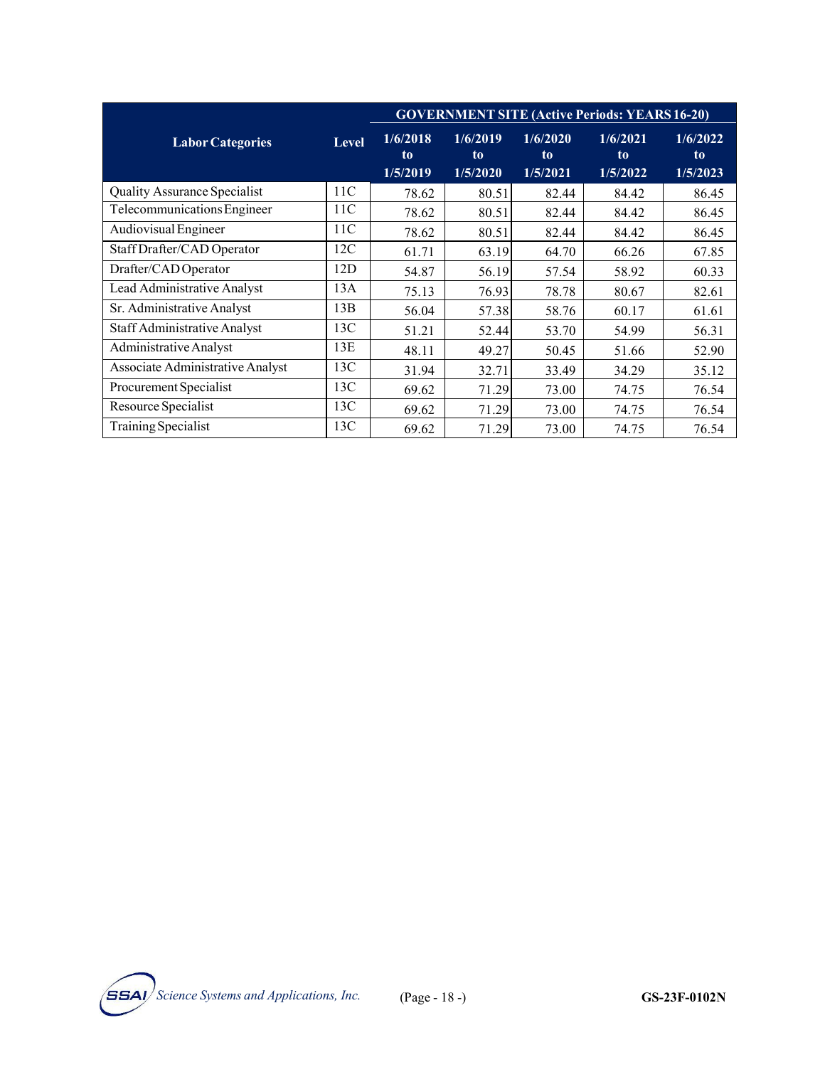| Labor Categories | Level | GOVERNMENT SITE (Active Periods: YEARS 16-20) | | | | |
|---|---|---|---|---|---|---|
| | | 1/6/2018 to 1/5/2019 | 1/6/2019 to 1/5/2020 | 1/6/2020 to 1/5/2021 | 1/6/2021 to 1/5/2022 | 1/6/2022 to 1/5/2023 |
| Quality Assurance Specialist | 11C | 78.62 | 80.51 | 82.44 | 84.42 | 86.45 |
| Telecommunications Engineer | 11C | 78.62 | 80.51 | 82.44 | 84.42 | 86.45 |
| Audiovisual Engineer | 11C | 78.62 | 80.51 | 82.44 | 84.42 | 86.45 |
| Staff Drafter/CAD Operator | 12C | 61.71 | 63.19 | 64.70 | 66.26 | 67.85 |
| Drafter/CAD Operator | 12D | 54.87 | 56.19 | 57.54 | 58.92 | 60.33 |
| Lead Administrative Analyst | 13A | 75.13 | 76.93 | 78.78 | 80.67 | 82.61 |
| Sr. Administrative Analyst | 13B | 56.04 | 57.38 | 58.76 | 60.17 | 61.61 |
| Staff Administrative Analyst | 13C | 51.21 | 52.44 | 53.70 | 54.99 | 56.31 |
| Administrative Analyst | 13E | 48.11 | 49.27 | 50.45 | 51.66 | 52.90 |
| Associate Administrative Analyst | 13C | 31.94 | 32.71 | 33.49 | 34.29 | 35.12 |
| Procurement Specialist | 13C | 69.62 | 71.29 | 73.00 | 74.75 | 76.54 |
| Resource Specialist | 13C | 69.62 | 71.29 | 73.00 | 74.75 | 76.54 |
| Training Specialist | 13C | 69.62 | 71.29 | 73.00 | 74.75 | 76.54 |